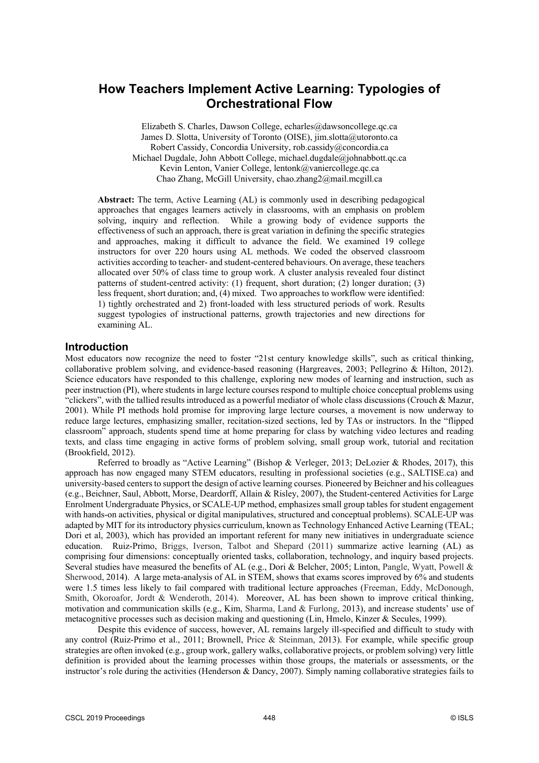# How Teachers Implement Active Learning: Typologies of Orchestrational Flow

Elizabeth S. Charles, Dawson College, echarles@dawsoncollege.qc.ca
James D. Slotta, University of Toronto (OISE), jim.slotta@utoronto.ca
Robert Cassidy, Concordia University, rob.cassidy@concordia.ca
Michael Dugdale, John Abbott College, michael.dugdale@johnabbott.qc.ca
Kevin Lenton, Vanier College, lentonk@vaniercollege.qc.ca
Chao Zhang, McGill University, chao.zhang2@mail.mcgill.ca

**Abstract:** The term, Active Learning (AL) is commonly used in describing pedagogical approaches that engages learners actively in classrooms, with an emphasis on problem solving, inquiry and reflection. While a growing body of evidence supports the effectiveness of such an approach, there is great variation in defining the specific strategies and approaches, making it difficult to advance the field. We examined 19 college instructors for over 220 hours using AL methods. We coded the observed classroom activities according to teacher- and student-centered behaviours. On average, these teachers allocated over 50% of class time to group work. A cluster analysis revealed four distinct patterns of student-centred activity: (1) frequent, short duration; (2) longer duration; (3) less frequent, short duration; and, (4) mixed. Two approaches to workflow were identified: 1) tightly orchestrated and 2) front-loaded with less structured periods of work. Results suggest typologies of instructional patterns, growth trajectories and new directions for examining AL.

## Introduction

Most educators now recognize the need to foster "21st century knowledge skills", such as critical thinking, collaborative problem solving, and evidence-based reasoning (Hargreaves, 2003; Pellegrino & Hilton, 2012). Science educators have responded to this challenge, exploring new modes of learning and instruction, such as peer instruction (PI), where students in large lecture courses respond to multiple choice conceptual problems using "clickers", with the tallied results introduced as a powerful mediator of whole class discussions (Crouch & Mazur, 2001). While PI methods hold promise for improving large lecture courses, a movement is now underway to reduce large lectures, emphasizing smaller, recitation-sized sections, led by TAs or instructors. In the "flipped classroom" approach, students spend time at home preparing for class by watching video lectures and reading texts, and class time engaging in active forms of problem solving, small group work, tutorial and recitation (Brookfield, 2012).

Referred to broadly as "Active Learning" (Bishop & Verleger, 2013; DeLozier & Rhodes, 2017), this approach has now engaged many STEM educators, resulting in professional societies (e.g., SALTISE.ca) and university-based centers to support the design of active learning courses. Pioneered by Beichner and his colleagues (e.g., Beichner, Saul, Abbott, Morse, Deardorff, Allain & Risley, 2007), the Student-centered Activities for Large Enrolment Undergraduate Physics, or SCALE-UP method, emphasizes small group tables for student engagement with hands-on activities, physical or digital manipulatives, structured and conceptual problems). SCALE-UP was adapted by MIT for its introductory physics curriculum, known as Technology Enhanced Active Learning (TEAL; Dori et al, 2003), which has provided an important referent for many new initiatives in undergraduate science education. Ruiz-Primo, Briggs, Iverson, Talbot and Shepard (2011) summarize active learning (AL) as comprising four dimensions: conceptually oriented tasks, collaboration, technology, and inquiry based projects. Several studies have measured the benefits of AL (e.g., Dori & Belcher, 2005; Linton, Pangle, Wyatt, Powell & Sherwood, 2014). A large meta-analysis of AL in STEM, shows that exams scores improved by 6% and students were 1.5 times less likely to fail compared with traditional lecture approaches (Freeman, Eddy, McDonough, Smith, Okoroafor, Jordt & Wenderoth, 2014). Moreover, AL has been shown to improve critical thinking, motivation and communication skills (e.g., Kim, Sharma, Land & Furlong, 2013), and increase students' use of metacognitive processes such as decision making and questioning (Lin, Hmelo, Kinzer & Secules, 1999).

Despite this evidence of success, however, AL remains largely ill-specified and difficult to study with any control (Ruiz-Primo et al., 2011; Brownell, Price & Steinman, 2013). For example, while specific group strategies are often invoked (e.g., group work, gallery walks, collaborative projects, or problem solving) very little definition is provided about the learning processes within those groups, the materials or assessments, or the instructor's role during the activities (Henderson & Dancy, 2007). Simply naming collaborative strategies fails to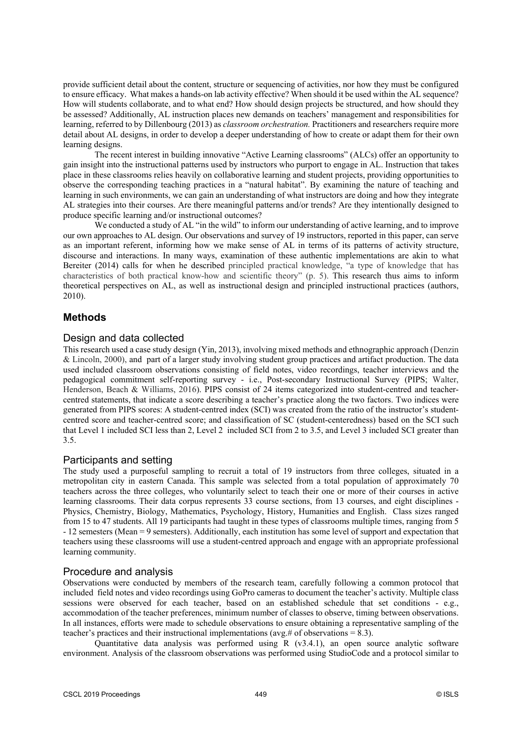provide sufficient detail about the content, structure or sequencing of activities, nor how they must be configured to ensure efficacy. What makes a hands-on lab activity effective? When should it be used within the AL sequence? How will students collaborate, and to what end? How should design projects be structured, and how should they be assessed? Additionally, AL instruction places new demands on teachers' management and responsibilities for learning, referred to by Dillenbourg (2013) as *classroom orchestration.* Practitioners and researchers require more detail about AL designs, in order to develop a deeper understanding of how to create or adapt them for their own learning designs.

The recent interest in building innovative "Active Learning classrooms" (ALCs) offer an opportunity to gain insight into the instructional patterns used by instructors who purport to engage in AL. Instruction that takes place in these classrooms relies heavily on collaborative learning and student projects, providing opportunities to observe the corresponding teaching practices in a "natural habitat". By examining the nature of teaching and learning in such environments, we can gain an understanding of what instructors are doing and how they integrate AL strategies into their courses. Are there meaningful patterns and/or trends? Are they intentionally designed to produce specific learning and/or instructional outcomes?

We conducted a study of AL "in the wild" to inform our understanding of active learning, and to improve our own approaches to AL design. Our observations and survey of 19 instructors, reported in this paper, can serve as an important referent, informing how we make sense of AL in terms of its patterns of activity structure, discourse and interactions. In many ways, examination of these authentic implementations are akin to what Bereiter (2014) calls for when he described principled practical knowledge, "a type of knowledge that has characteristics of both practical know-how and scientific theory" (p. 5). This research thus aims to inform theoretical perspectives on AL, as well as instructional design and principled instructional practices (authors, 2010).

## Methods

### Design and data collected

This research used a case study design (Yin, 2013), involving mixed methods and ethnographic approach (Denzin & Lincoln, 2000), and part of a larger study involving student group practices and artifact production. The data used included classroom observations consisting of field notes, video recordings, teacher interviews and the pedagogical commitment self-reporting survey - i.e., Post-secondary Instructional Survey (PIPS; Walter, Henderson, Beach & Williams, 2016). PIPS consist of 24 items categorized into student-centred and teacher-centred statements, that indicate a score describing a teacher's practice along the two factors. Two indices were generated from PIPS scores: A student-centred index (SCI) was created from the ratio of the instructor's student-centred score and teacher-centred score; and classification of SC (student-centeredness) based on the SCI such that Level 1 included SCI less than 2, Level 2 included SCI from 2 to 3.5, and Level 3 included SCI greater than 3.5.

### Participants and setting

The study used a purposeful sampling to recruit a total of 19 instructors from three colleges, situated in a metropolitan city in eastern Canada. This sample was selected from a total population of approximately 70 teachers across the three colleges, who voluntarily select to teach their one or more of their courses in active learning classrooms. Their data corpus represents 33 course sections, from 13 courses, and eight disciplines - Physics, Chemistry, Biology, Mathematics, Psychology, History, Humanities and English. Class sizes ranged from 15 to 47 students. All 19 participants had taught in these types of classrooms multiple times, ranging from 5 - 12 semesters (Mean = 9 semesters). Additionally, each institution has some level of support and expectation that teachers using these classrooms will use a student-centred approach and engage with an appropriate professional learning community.

### Procedure and analysis

Observations were conducted by members of the research team, carefully following a common protocol that included field notes and video recordings using GoPro cameras to document the teacher's activity. Multiple class sessions were observed for each teacher, based on an established schedule that set conditions - e.g., accommodation of the teacher preferences, minimum number of classes to observe, timing between observations. In all instances, efforts were made to schedule observations to ensure obtaining a representative sampling of the teacher's practices and their instructional implementations (avg.# of observations = 8.3).

Quantitative data analysis was performed using R (v3.4.1), an open source analytic software environment. Analysis of the classroom observations was performed using StudioCode and a protocol similar to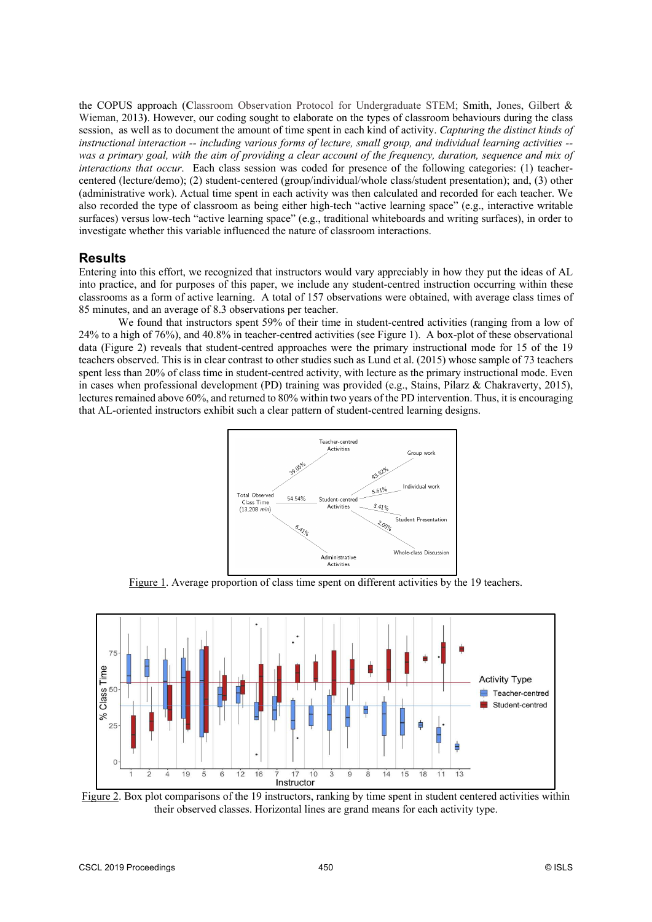the COPUS approach (Classroom Observation Protocol for Undergraduate STEM; Smith, Jones, Gilbert & Wieman, 2013). However, our coding sought to elaborate on the types of classroom behaviours during the class session, as well as to document the amount of time spent in each kind of activity. *Capturing the distinct kinds of instructional interaction -- including various forms of lecture, small group, and individual learning activities -- was a primary goal, with the aim of providing a clear account of the frequency, duration, sequence and mix of interactions that occur.* Each class session was coded for presence of the following categories: (1) teacher-centered (lecture/demo); (2) student-centered (group/individual/whole class/student presentation); and, (3) other (administrative work). Actual time spent in each activity was then calculated and recorded for each teacher. We also recorded the type of classroom as being either high-tech "active learning space" (e.g., interactive writable surfaces) versus low-tech "active learning space" (e.g., traditional whiteboards and writing surfaces), in order to investigate whether this variable influenced the nature of classroom interactions.

## Results

Entering into this effort, we recognized that instructors would vary appreciably in how they put the ideas of AL into practice, and for purposes of this paper, we include any student-centred instruction occurring within these classrooms as a form of active learning. A total of 157 observations were obtained, with average class times of 85 minutes, and an average of 8.3 observations per teacher.

We found that instructors spent 59% of their time in student-centred activities (ranging from a low of 24% to a high of 76%), and 40.8% in teacher-centred activities (see Figure 1). A box-plot of these observational data (Figure 2) reveals that student-centred approaches were the primary instructional mode for 15 of the 19 teachers observed. This is in clear contrast to other studies such as Lund et al. (2015) whose sample of 73 teachers spent less than 20% of class time in student-centred activity, with lecture as the primary instructional mode. Even in cases when professional development (PD) training was provided (e.g., Stains, Pilarz & Chakraverty, 2015), lectures remained above 60%, and returned to 80% within two years of the PD intervention. Thus, it is encouraging that AL-oriented instructors exhibit such a clear pattern of student-centred learning designs.

Figure 1. Average proportion of class time spent on different activities by the 19 teachers.

Figure 2. Box plot comparisons of the 19 instructors, ranking by time spent in student centered activities within their observed classes. Horizontal lines are grand means for each activity type.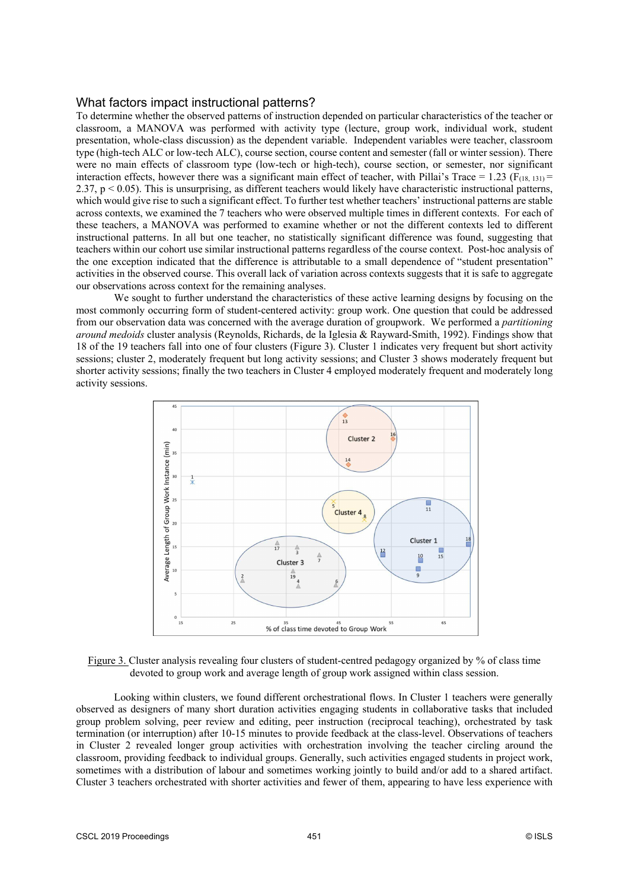## What factors impact instructional patterns?

To determine whether the observed patterns of instruction depended on particular characteristics of the teacher or classroom, a MANOVA was performed with activity type (lecture, group work, individual work, student presentation, whole-class discussion) as the dependent variable. Independent variables were teacher, classroom type (high-tech ALC or low-tech ALC), course section, course content and semester (fall or winter session). There were no main effects of classroom type (low-tech or high-tech), course section, or semester, nor significant interaction effects, however there was a significant main effect of teacher, with Pillai's Trace = 1.23 ($F_{(18, 131)} = 2.37$, $p < 0.05$). This is unsurprising, as different teachers would likely have characteristic instructional patterns, which would give rise to such a significant effect. To further test whether teachers' instructional patterns are stable across contexts, we examined the 7 teachers who were observed multiple times in different contexts. For each of these teachers, a MANOVA was performed to examine whether or not the different contexts led to different instructional patterns. In all but one teacher, no statistically significant difference was found, suggesting that teachers within our cohort use similar instructional patterns regardless of the course context. Post-hoc analysis of the one exception indicated that the difference is attributable to a small dependence of "student presentation" activities in the observed course. This overall lack of variation across contexts suggests that it is safe to aggregate our observations across context for the remaining analyses.

We sought to further understand the characteristics of these active learning designs by focusing on the most commonly occurring form of student-centered activity: group work. One question that could be addressed from our observation data was concerned with the average duration of groupwork. We performed a *partitioning around medoids* cluster analysis (Reynolds, Richards, de la Iglesia & Rayward-Smith, 1992). Findings show that 18 of the 19 teachers fall into one of four clusters (Figure 3). Cluster 1 indicates very frequent but short activity sessions; cluster 2, moderately frequent but long activity sessions; and Cluster 3 shows moderately frequent but shorter activity sessions; finally the two teachers in Cluster 4 employed moderately frequent and moderately long activity sessions.

Figure 3. Cluster analysis revealing four clusters of student-centred pedagogy organized by % of class time devoted to group work and average length of group work assigned within class session.

Looking within clusters, we found different orchestrational flows. In Cluster 1 teachers were generally observed as designers of many short duration activities engaging students in collaborative tasks that included group problem solving, peer review and editing, peer instruction (reciprocal teaching), orchestrated by task termination (or interruption) after 10-15 minutes to provide feedback at the class-level. Observations of teachers in Cluster 2 revealed longer group activities with orchestration involving the teacher circling around the classroom, providing feedback to individual groups. Generally, such activities engaged students in project work, sometimes with a distribution of labour and sometimes working jointly to build and/or add to a shared artifact. Cluster 3 teachers orchestrated with shorter activities and fewer of them, appearing to have less experience with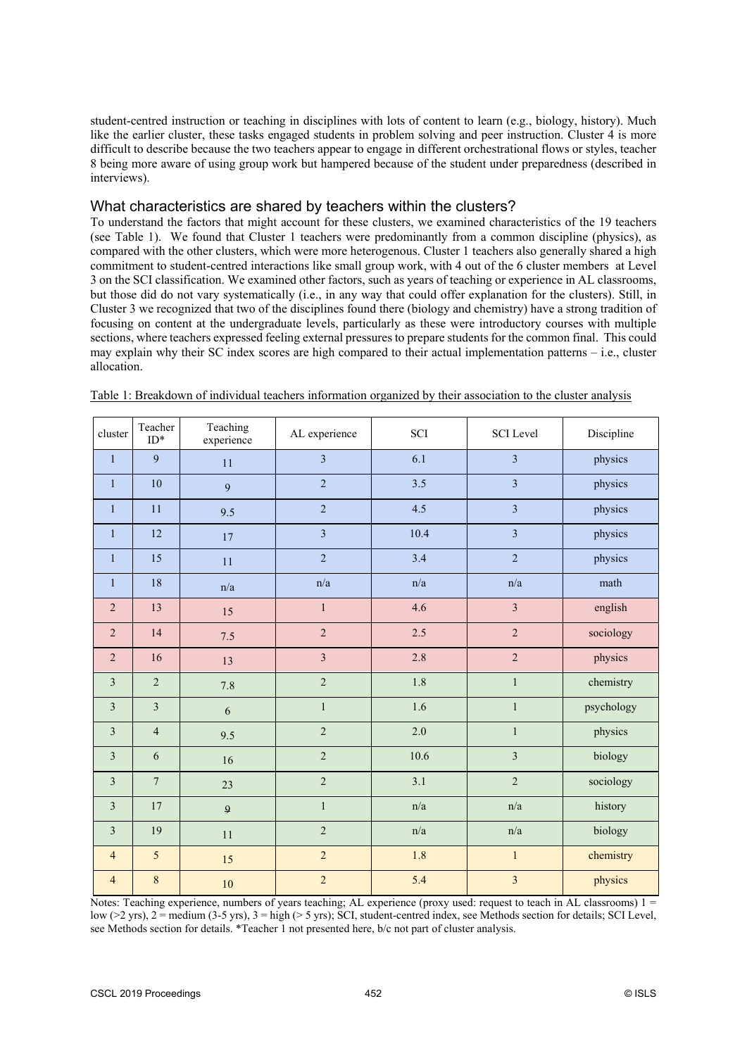student-centred instruction or teaching in disciplines with lots of content to learn (e.g., biology, history). Much like the earlier cluster, these tasks engaged students in problem solving and peer instruction. Cluster 4 is more difficult to describe because the two teachers appear to engage in different orchestrational flows or styles, teacher 8 being more aware of using group work but hampered because of the student under preparedness (described in interviews).

## What characteristics are shared by teachers within the clusters?

To understand the factors that might account for these clusters, we examined characteristics of the 19 teachers (see Table 1). We found that Cluster 1 teachers were predominantly from a common discipline (physics), as compared with the other clusters, which were more heterogenous. Cluster 1 teachers also generally shared a high commitment to student-centred interactions like small group work, with 4 out of the 6 cluster members at Level 3 on the SCI classification. We examined other factors, such as years of teaching or experience in AL classrooms, but those did do not vary systematically (i.e., in any way that could offer explanation for the clusters). Still, in Cluster 3 we recognized that two of the disciplines found there (biology and chemistry) have a strong tradition of focusing on content at the undergraduate levels, particularly as these were introductory courses with multiple sections, where teachers expressed feeling external pressures to prepare students for the common final. This could may explain why their SC index scores are high compared to their actual implementation patterns – i.e., cluster allocation.

Table 1: Breakdown of individual teachers information organized by their association to the cluster analysis

| cluster | Teacher ID* | Teaching experience | AL experience | SCI | SCI Level | Discipline |
|---|---|---|---|---|---|---|
| 1 | 9 | 11 | 3 | 6.1 | 3 | physics |
| 1 | 10 | 9 | 2 | 3.5 | 3 | physics |
| 1 | 11 | 9.5 | 2 | 4.5 | 3 | physics |
| 1 | 12 | 17 | 3 | 10.4 | 3 | physics |
| 1 | 15 | 11 | 2 | 3.4 | 2 | physics |
| 1 | 18 | n/a | n/a | n/a | n/a | math |
| 2 | 13 | 15 | 1 | 4.6 | 3 | english |
| 2 | 14 | 7.5 | 2 | 2.5 | 2 | sociology |
| 2 | 16 | 13 | 3 | 2.8 | 2 | physics |
| 3 | 2 | 7.8 | 2 | 1.8 | 1 | chemistry |
| 3 | 3 | 6 | 1 | 1.6 | 1 | psychology |
| 3 | 4 | 9.5 | 2 | 2.0 | 1 | physics |
| 3 | 6 | 16 | 2 | 10.6 | 3 | biology |
| 3 | 7 | 23 | 2 | 3.1 | 2 | sociology |
| 3 | 17 | 9 | 1 | n/a | n/a | history |
| 3 | 19 | 11 | 2 | n/a | n/a | biology |
| 4 | 5 | 15 | 2 | 1.8 | 1 | chemistry |
| 4 | 8 | 10 | 2 | 5.4 | 3 | physics |

Notes: Teaching experience, numbers of years teaching; AL experience (proxy used: request to teach in AL classrooms) 1 = low (>2 yrs), 2 = medium (3-5 yrs), 3 = high (> 5 yrs); SCI, student-centred index, see Methods section for details; SCI Level, see Methods section for details. *Teacher 1 not presented here, b/c not part of cluster analysis.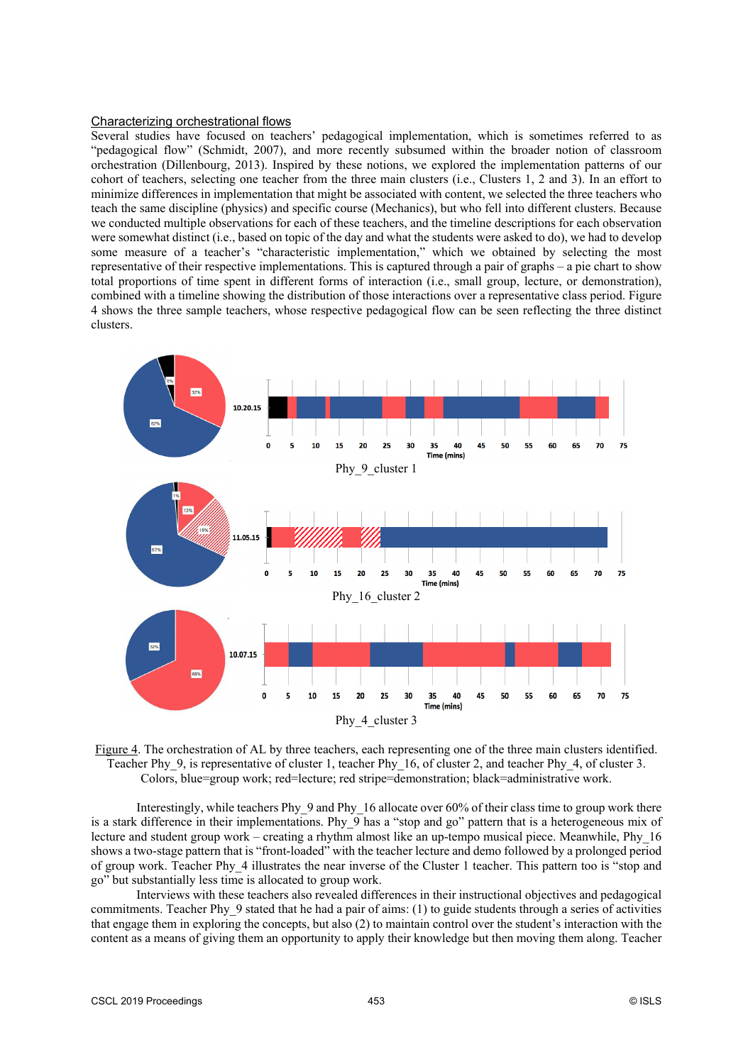### Characterizing orchestrational flows

Several studies have focused on teachers' pedagogical implementation, which is sometimes referred to as "pedagogical flow" (Schmidt, 2007), and more recently subsumed within the broader notion of classroom orchestration (Dillenbourg, 2013). Inspired by these notions, we explored the implementation patterns of our cohort of teachers, selecting one teacher from the three main clusters (i.e., Clusters 1, 2 and 3). In an effort to minimize differences in implementation that might be associated with content, we selected the three teachers who teach the same discipline (physics) and specific course (Mechanics), but who fell into different clusters. Because we conducted multiple observations for each of these teachers, and the timeline descriptions for each observation were somewhat distinct (i.e., based on topic of the day and what the students were asked to do), we had to develop some measure of a teacher's "characteristic implementation," which we obtained by selecting the most representative of their respective implementations. This is captured through a pair of graphs – a pie chart to show total proportions of time spent in different forms of interaction (i.e., small group, lecture, or demonstration), combined with a timeline showing the distribution of those interactions over a representative class period. Figure 4 shows the three sample teachers, whose respective pedagogical flow can be seen reflecting the three distinct clusters.

Phy_9_cluster 1

Phy_16_cluster 2

Phy_4_cluster 3

Figure 4. The orchestration of AL by three teachers, each representing one of the three main clusters identified. Teacher Phy_9, is representative of cluster 1, teacher Phy_16, of cluster 2, and teacher Phy_4, of cluster 3. Colors, blue=group work; red=lecture; red stripe=demonstration; black=administrative work.

Interestingly, while teachers Phy_9 and Phy_16 allocate over 60% of their class time to group work there is a stark difference in their implementations. Phy_9 has a "stop and go" pattern that is a heterogeneous mix of lecture and student group work – creating a rhythm almost like an up-tempo musical piece. Meanwhile, Phy_16 shows a two-stage pattern that is "front-loaded" with the teacher lecture and demo followed by a prolonged period of group work. Teacher Phy_4 illustrates the near inverse of the Cluster 1 teacher. This pattern too is "stop and go" but substantially less time is allocated to group work.

Interviews with these teachers also revealed differences in their instructional objectives and pedagogical commitments. Teacher Phy_9 stated that he had a pair of aims: (1) to guide students through a series of activities that engage them in exploring the concepts, but also (2) to maintain control over the student's interaction with the content as a means of giving them an opportunity to apply their knowledge but then moving them along. Teacher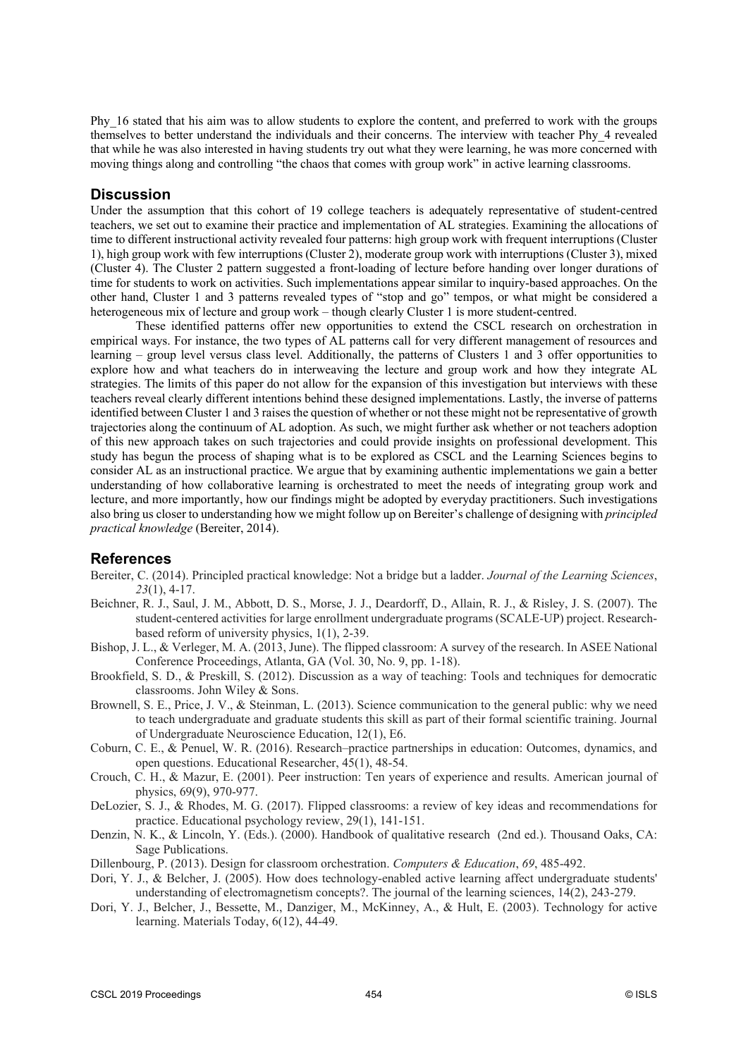Phy_16 stated that his aim was to allow students to explore the content, and preferred to work with the groups themselves to better understand the individuals and their concerns. The interview with teacher Phy_4 revealed that while he was also interested in having students try out what they were learning, he was more concerned with moving things along and controlling "the chaos that comes with group work" in active learning classrooms.

## Discussion

Under the assumption that this cohort of 19 college teachers is adequately representative of student-centred teachers, we set out to examine their practice and implementation of AL strategies. Examining the allocations of time to different instructional activity revealed four patterns: high group work with frequent interruptions (Cluster 1), high group work with few interruptions (Cluster 2), moderate group work with interruptions (Cluster 3), mixed (Cluster 4). The Cluster 2 pattern suggested a front-loading of lecture before handing over longer durations of time for students to work on activities. Such implementations appear similar to inquiry-based approaches. On the other hand, Cluster 1 and 3 patterns revealed types of "stop and go" tempos, or what might be considered a heterogeneous mix of lecture and group work – though clearly Cluster 1 is more student-centred.

These identified patterns offer new opportunities to extend the CSCL research on orchestration in empirical ways. For instance, the two types of AL patterns call for very different management of resources and learning – group level versus class level. Additionally, the patterns of Clusters 1 and 3 offer opportunities to explore how and what teachers do in interweaving the lecture and group work and how they integrate AL strategies. The limits of this paper do not allow for the expansion of this investigation but interviews with these teachers reveal clearly different intentions behind these designed implementations. Lastly, the inverse of patterns identified between Cluster 1 and 3 raises the question of whether or not these might not be representative of growth trajectories along the continuum of AL adoption. As such, we might further ask whether or not teachers adoption of this new approach takes on such trajectories and could provide insights on professional development. This study has begun the process of shaping what is to be explored as CSCL and the Learning Sciences begins to consider AL as an instructional practice. We argue that by examining authentic implementations we gain a better understanding of how collaborative learning is orchestrated to meet the needs of integrating group work and lecture, and more importantly, how our findings might be adopted by everyday practitioners. Such investigations also bring us closer to understanding how we might follow up on Bereiter's challenge of designing with *principled practical knowledge* (Bereiter, 2014).

## References

Bereiter, C. (2014). Principled practical knowledge: Not a bridge but a ladder. *Journal of the Learning Sciences*, *23*(1), 4-17.

Beichner, R. J., Saul, J. M., Abbott, D. S., Morse, J. J., Deardorff, D., Allain, R. J., & Risley, J. S. (2007). The student-centered activities for large enrollment undergraduate programs (SCALE-UP) project. Research-based reform of university physics, 1(1), 2-39.

Bishop, J. L., & Verleger, M. A. (2013, June). The flipped classroom: A survey of the research. In ASEE National Conference Proceedings, Atlanta, GA (Vol. 30, No. 9, pp. 1-18).

Brookfield, S. D., & Preskill, S. (2012). Discussion as a way of teaching: Tools and techniques for democratic classrooms. John Wiley & Sons.

Brownell, S. E., Price, J. V., & Steinman, L. (2013). Science communication to the general public: why we need to teach undergraduate and graduate students this skill as part of their formal scientific training. Journal of Undergraduate Neuroscience Education, 12(1), E6.

Coburn, C. E., & Penuel, W. R. (2016). Research–practice partnerships in education: Outcomes, dynamics, and open questions. Educational Researcher, 45(1), 48-54.

Crouch, C. H., & Mazur, E. (2001). Peer instruction: Ten years of experience and results. American journal of physics, 69(9), 970-977.

DeLozier, S. J., & Rhodes, M. G. (2017). Flipped classrooms: a review of key ideas and recommendations for practice. Educational psychology review, 29(1), 141-151.

Denzin, N. K., & Lincoln, Y. (Eds.). (2000). Handbook of qualitative research (2nd ed.). Thousand Oaks, CA: Sage Publications.

Dillenbourg, P. (2013). Design for classroom orchestration. *Computers & Education*, *69*, 485-492.

Dori, Y. J., & Belcher, J. (2005). How does technology-enabled active learning affect undergraduate students' understanding of electromagnetism concepts?. The journal of the learning sciences, 14(2), 243-279.

Dori, Y. J., Belcher, J., Bessette, M., Danziger, M., McKinney, A., & Hult, E. (2003). Technology for active learning. Materials Today, 6(12), 44-49.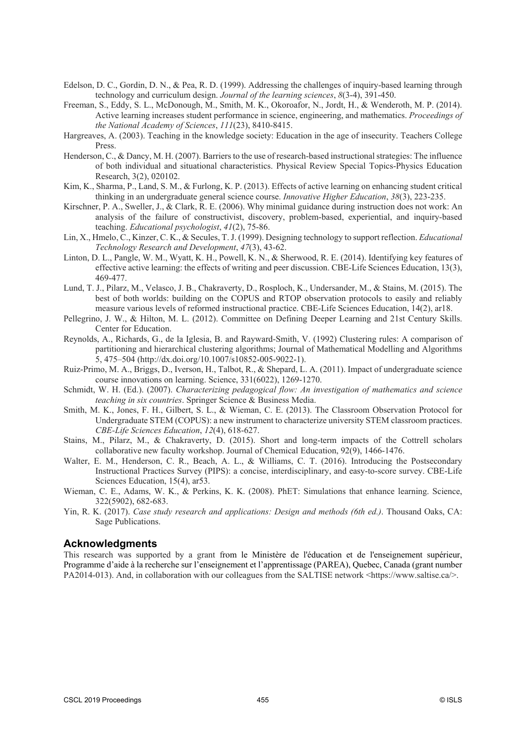Edelson, D. C., Gordin, D. N., & Pea, R. D. (1999). Addressing the challenges of inquiry-based learning through technology and curriculum design. *Journal of the learning sciences*, *8*(3-4), 391-450.

Freeman, S., Eddy, S. L., McDonough, M., Smith, M. K., Okoroafor, N., Jordt, H., & Wenderoth, M. P. (2014). Active learning increases student performance in science, engineering, and mathematics. *Proceedings of the National Academy of Sciences*, *111*(23), 8410-8415.

Hargreaves, A. (2003). Teaching in the knowledge society: Education in the age of insecurity. Teachers College Press.

Henderson, C., & Dancy, M. H. (2007). Barriers to the use of research-based instructional strategies: The influence of both individual and situational characteristics. Physical Review Special Topics-Physics Education Research, 3(2), 020102.

Kim, K., Sharma, P., Land, S. M., & Furlong, K. P. (2013). Effects of active learning on enhancing student critical thinking in an undergraduate general science course. *Innovative Higher Education*, *38*(3), 223-235.

Kirschner, P. A., Sweller, J., & Clark, R. E. (2006). Why minimal guidance during instruction does not work: An analysis of the failure of constructivist, discovery, problem-based, experiential, and inquiry-based teaching. *Educational psychologist*, *41*(2), 75-86.

Lin, X., Hmelo, C., Kinzer, C. K., & Secules, T. J. (1999). Designing technology to support reflection. *Educational Technology Research and Development*, *47*(3), 43-62.

Linton, D. L., Pangle, W. M., Wyatt, K. H., Powell, K. N., & Sherwood, R. E. (2014). Identifying key features of effective active learning: the effects of writing and peer discussion. CBE-Life Sciences Education, 13(3), 469-477.

Lund, T. J., Pilarz, M., Velasco, J. B., Chakraverty, D., Rosploch, K., Undersander, M., & Stains, M. (2015). The best of both worlds: building on the COPUS and RTOP observation protocols to easily and reliably measure various levels of reformed instructional practice. CBE-Life Sciences Education, 14(2), ar18.

Pellegrino, J. W., & Hilton, M. L. (2012). Committee on Defining Deeper Learning and 21st Century Skills. Center for Education.

Reynolds, A., Richards, G., de la Iglesia, B. and Rayward-Smith, V. (1992) Clustering rules: A comparison of partitioning and hierarchical clustering algorithms; Journal of Mathematical Modelling and Algorithms 5, 475–504 (http://dx.doi.org/10.1007/s10852-005-9022-1).

Ruiz-Primo, M. A., Briggs, D., Iverson, H., Talbot, R., & Shepard, L. A. (2011). Impact of undergraduate science course innovations on learning. Science, 331(6022), 1269-1270.

Schmidt, W. H. (Ed.). (2007). *Characterizing pedagogical flow: An investigation of mathematics and science teaching in six countries*. Springer Science & Business Media.

Smith, M. K., Jones, F. H., Gilbert, S. L., & Wieman, C. E. (2013). The Classroom Observation Protocol for Undergraduate STEM (COPUS): a new instrument to characterize university STEM classroom practices. *CBE-Life Sciences Education*, *12*(4), 618-627.

Stains, M., Pilarz, M., & Chakraverty, D. (2015). Short and long-term impacts of the Cottrell scholars collaborative new faculty workshop. Journal of Chemical Education, 92(9), 1466-1476.

Walter, E. M., Henderson, C. R., Beach, A. L., & Williams, C. T. (2016). Introducing the Postsecondary Instructional Practices Survey (PIPS): a concise, interdisciplinary, and easy-to-score survey. CBE-Life Sciences Education, 15(4), ar53.

Wieman, C. E., Adams, W. K., & Perkins, K. K. (2008). PhET: Simulations that enhance learning. Science, 322(5902), 682-683.

Yin, R. K. (2017). *Case study research and applications: Design and methods (6th ed.)*. Thousand Oaks, CA: Sage Publications.

## Acknowledgments

This research was supported by a grant from le Ministère de l'éducation et de l'enseignement supérieur, Programme d'aide à la recherche sur l'enseignement et l'apprentissage (PAREA), Quebec, Canada (grant number PA2014-013). And, in collaboration with our colleagues from the SALTISE network <https://www.saltise.ca/>.